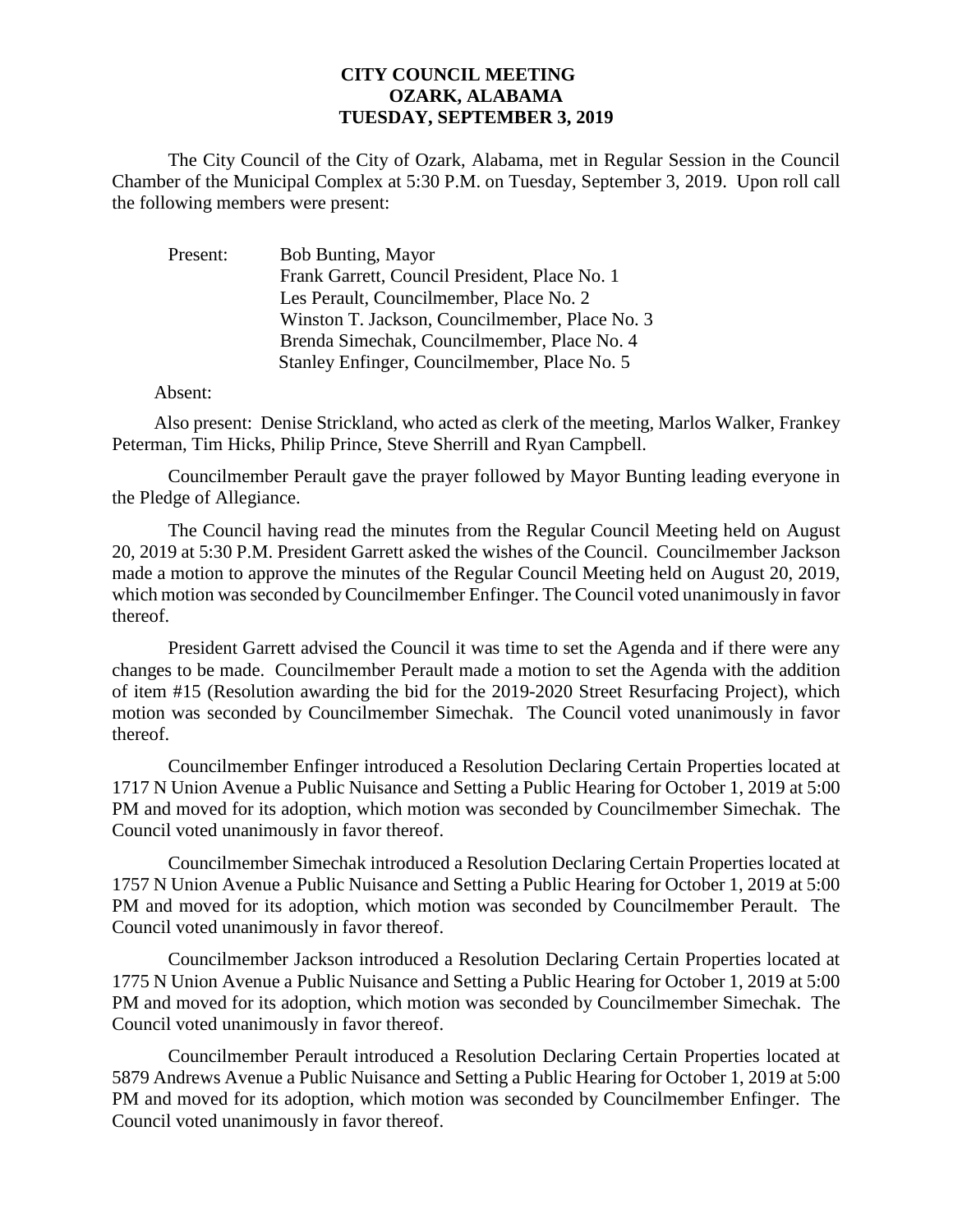# CITY COUNCIL MEETING
## OZARK, ALABAMA
## TUESDAY, SEPTEMBER 3, 2019

The City Council of the City of Ozark, Alabama, met in Regular Session in the Council Chamber of the Municipal Complex at 5:30 P.M. on Tuesday, September 3, 2019. Upon roll call the following members were present:

Present:
- Bob Bunting, Mayor
- Frank Garrett, Council President, Place No. 1
- Les Perault, Councilmember, Place No. 2
- Winston T. Jackson, Councilmember, Place No. 3
- Brenda Simechak, Councilmember, Place No. 4
- Stanley Enfinger, Councilmember, Place No. 5

Absent:

Also present: Denise Strickland, who acted as clerk of the meeting, Marlos Walker, Frankey Peterman, Tim Hicks, Philip Prince, Steve Sherrill and Ryan Campbell.

Councilmember Perault gave the prayer followed by Mayor Bunting leading everyone in the Pledge of Allegiance.

The Council having read the minutes from the Regular Council Meeting held on August 20, 2019 at 5:30 P.M. President Garrett asked the wishes of the Council. Councilmember Jackson made a motion to approve the minutes of the Regular Council Meeting held on August 20, 2019, which motion was seconded by Councilmember Enfinger. The Council voted unanimously in favor thereof.

President Garrett advised the Council it was time to set the Agenda and if there were any changes to be made. Councilmember Perault made a motion to set the Agenda with the addition of item #15 (Resolution awarding the bid for the 2019-2020 Street Resurfacing Project), which motion was seconded by Councilmember Simechak. The Council voted unanimously in favor thereof.

Councilmember Enfinger introduced a Resolution Declaring Certain Properties located at 1717 N Union Avenue a Public Nuisance and Setting a Public Hearing for October 1, 2019 at 5:00 PM and moved for its adoption, which motion was seconded by Councilmember Simechak. The Council voted unanimously in favor thereof.

Councilmember Simechak introduced a Resolution Declaring Certain Properties located at 1757 N Union Avenue a Public Nuisance and Setting a Public Hearing for October 1, 2019 at 5:00 PM and moved for its adoption, which motion was seconded by Councilmember Perault. The Council voted unanimously in favor thereof.

Councilmember Jackson introduced a Resolution Declaring Certain Properties located at 1775 N Union Avenue a Public Nuisance and Setting a Public Hearing for October 1, 2019 at 5:00 PM and moved for its adoption, which motion was seconded by Councilmember Simechak. The Council voted unanimously in favor thereof.

Councilmember Perault introduced a Resolution Declaring Certain Properties located at 5879 Andrews Avenue a Public Nuisance and Setting a Public Hearing for October 1, 2019 at 5:00 PM and moved for its adoption, which motion was seconded by Councilmember Enfinger. The Council voted unanimously in favor thereof.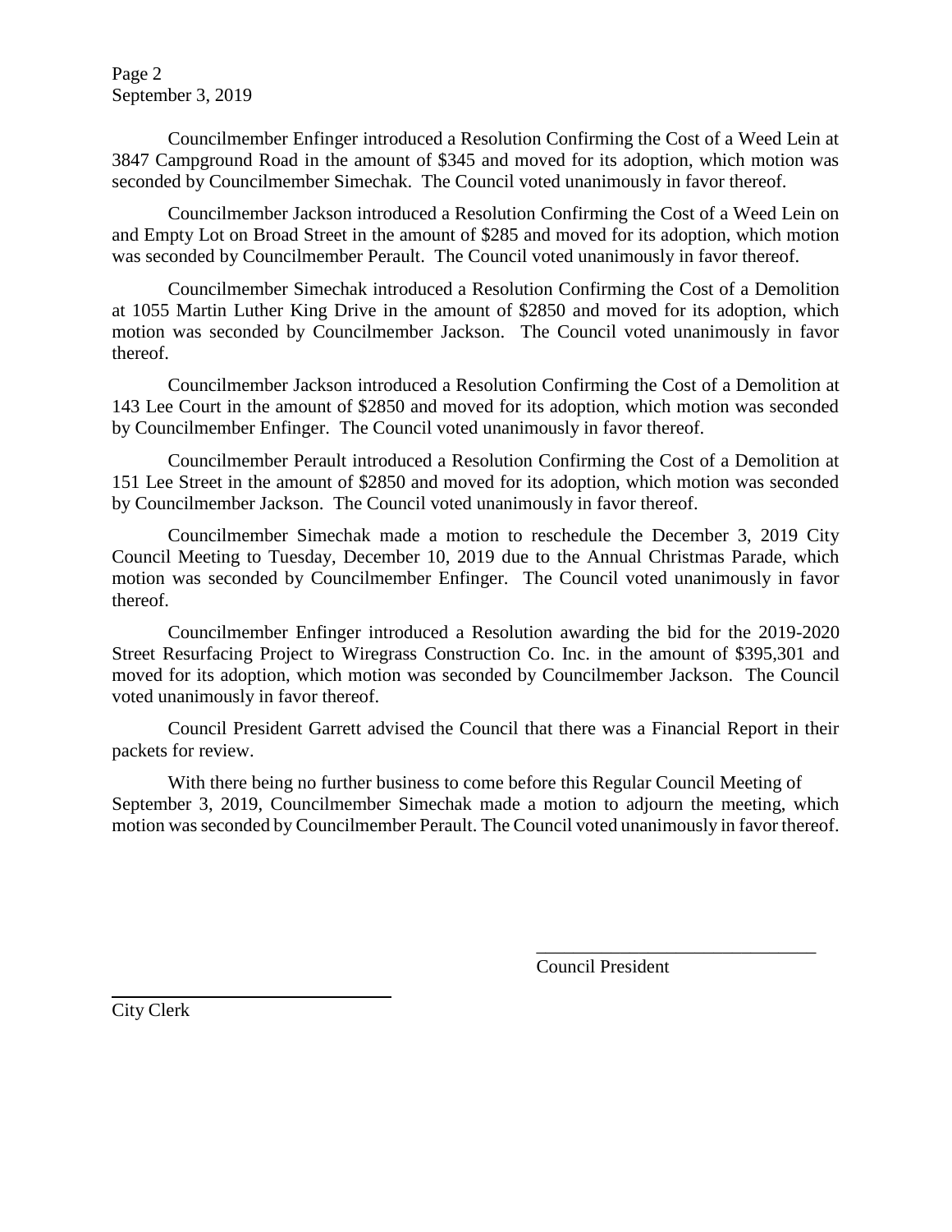Councilmember Enfinger introduced a Resolution Confirming the Cost of a Weed Lein at 3847 Campground Road in the amount of $345 and moved for its adoption, which motion was seconded by Councilmember Simechak. The Council voted unanimously in favor thereof.

Councilmember Jackson introduced a Resolution Confirming the Cost of a Weed Lein on and Empty Lot on Broad Street in the amount of $285 and moved for its adoption, which motion was seconded by Councilmember Perault. The Council voted unanimously in favor thereof.

Councilmember Simechak introduced a Resolution Confirming the Cost of a Demolition at 1055 Martin Luther King Drive in the amount of $2850 and moved for its adoption, which motion was seconded by Councilmember Jackson. The Council voted unanimously in favor thereof.

Councilmember Jackson introduced a Resolution Confirming the Cost of a Demolition at 143 Lee Court in the amount of $2850 and moved for its adoption, which motion was seconded by Councilmember Enfinger. The Council voted unanimously in favor thereof.

Councilmember Perault introduced a Resolution Confirming the Cost of a Demolition at 151 Lee Street in the amount of $2850 and moved for its adoption, which motion was seconded by Councilmember Jackson. The Council voted unanimously in favor thereof.

Councilmember Simechak made a motion to reschedule the December 3, 2019 City Council Meeting to Tuesday, December 10, 2019 due to the Annual Christmas Parade, which motion was seconded by Councilmember Enfinger. The Council voted unanimously in favor thereof.

Councilmember Enfinger introduced a Resolution awarding the bid for the 2019-2020 Street Resurfacing Project to Wiregrass Construction Co. Inc. in the amount of $395,301 and moved for its adoption, which motion was seconded by Councilmember Jackson. The Council voted unanimously in favor thereof.

Council President Garrett advised the Council that there was a Financial Report in their packets for review.

With there being no further business to come before this Regular Council Meeting of September 3, 2019, Councilmember Simechak made a motion to adjourn the meeting, which motion was seconded by Councilmember Perault. The Council voted unanimously in favor thereof.

\_\_\_\_\_\_\_\_\_\_\_\_\_\_\_\_\_\_\_\_\_\_\_\_\_\_\_\_\_\_

Council President

\_\_\_\_\_\_\_\_\_\_\_\_\_\_\_\_\_\_\_\_\_\_\_\_\_\_\_\_\_\_

City Clerk